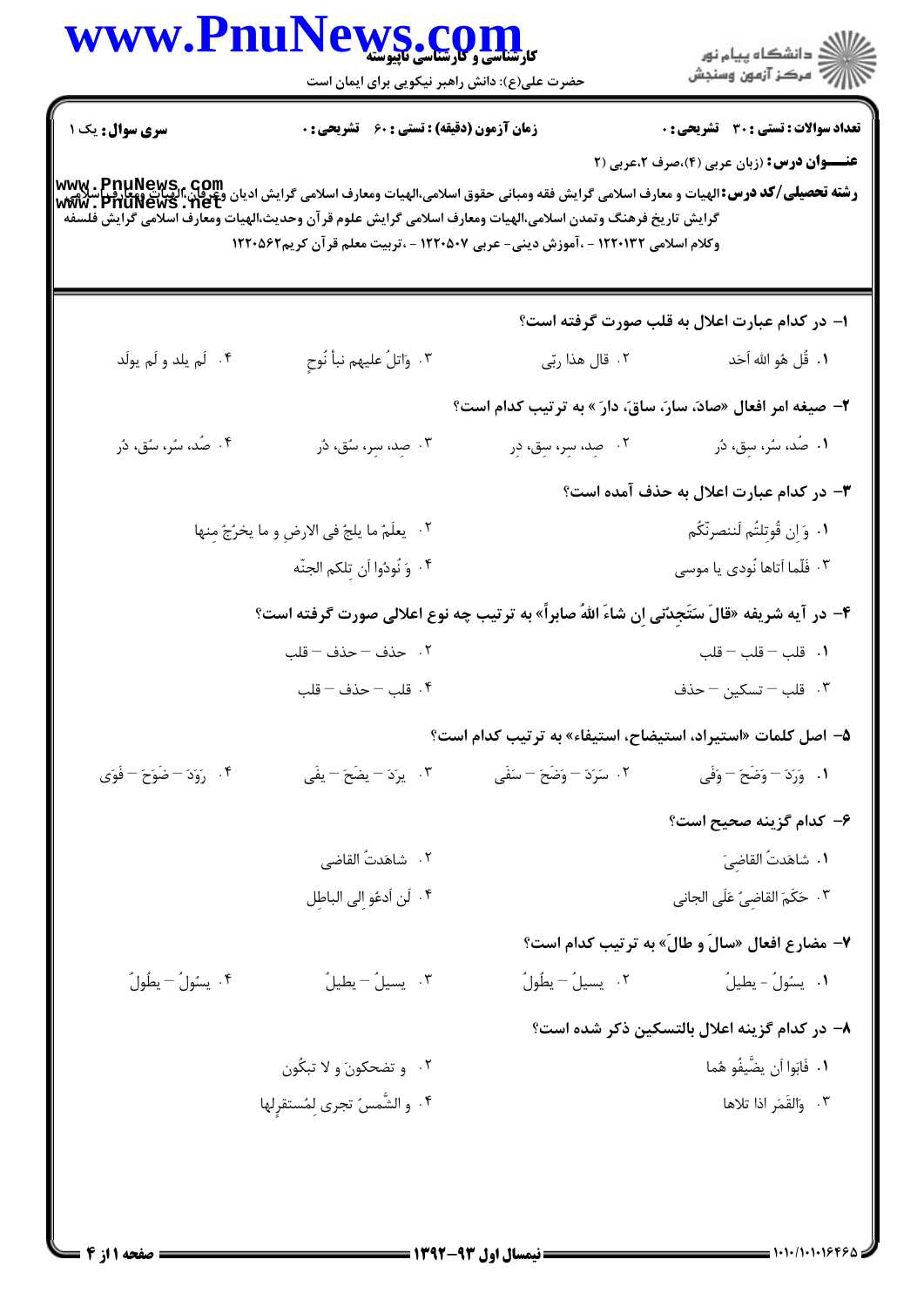**سری سوال:** یک ۱

**زمان آزمون (دقیقه) : تستی : ۶۰ تشریحی : ۰**

**تعداد سوالات : تستی : ۳۰ تشریحی : ۰**

**عنـــوان درس:** (زبان عربی (۴)،صرف ۲،عربی (۲

**رشته تحصیلی/کد درس:** الهیات و معارف اسلامی گرایش فقه ومبانی حقوق اسلامی،الهیات ومعارف اسلامی گرایش ادیان وعرفان،الهیات ومعارف اسلامی گرایش تاریخ فرهنگ وتمدن اسلامی،الهیات ومعارف اسلامی گرایش علوم قرآن وحدیث،الهیات ومعارف اسلامی گرایش فلسفه وکلام اسلامی ۱۲۲۰۱۳۲ - ،آموزش دینی- عربی ۱۲۲۰۵۰۷ - ،تربیت معلم قرآن کریم۱۲۲۰۵۶۲

۱- در کدام عبارت اعلال به قلب صورت گرفته است؟

۱. قُل هُو اللهُ اَحَد
۲. قالَ هذا ربّی
۳. وَاتلُ علیهم نبأ نُوحٍ
۴. لَم یلد و لَم یولَد

۲- صیغه امر افعال «صادَ، سارَ، ساقَ، دارَ» به ترتیب کدام است؟

۱. صُد، سُر، سِق، دُر
۲. صِد، سِر، سِق، دِر
۳. صِد، سِر، سُق، دُر
۴. صُد، سُر، سُق، دُر

۳- در کدام عبارت اعلال به حذف آمده است؟

۱. وَ اِن قُوتِلتُم لَنصرنّکُم
۲. یعلَمُ ما یلجُ فی الارضِ و ما یخرُجُ مِنها
۳. فَلَمّا اَتاها نُودی یا موسی
۴. وَ نُودُوا اَن تِلکم الجنّه

۴- در آیه شریفه «قالَ سَتَجِدُنی اِن شاءَ اللهُ صابراً» به ترتیب چه نوع اعلالی صورت گرفته است؟

۱. قلب – قلب – قلب
۲. حذف – حذف – قلب
۳. قلب – تسکین – حذف
۴. قلب – حذف – قلب

۵- اصل کلمات «استیراد، استیضاح، استیفاء» به ترتیب کدام است؟

۱. وَرَدَ – وَضَحَ – وفَی
۲. سَرَدَ – وَضَحَ – سَفَی
۳. یرَدَ – یضَحَ – یفَی
۴. رَوَدَ – ضَوَحَ – فَوَی

۶- کدام گزینه صحیح است؟

۱. شاهَدتُ القاضِیَ
۲. شاهَدتُ القاضی
۳. حَکَمَ القاضِیُ عَلَی الجانی
۴. لَن اَدعُو اِلی الباطِل

۷- مضارع افعال «سالَ و طالَ» به ترتیب کدام است؟

۱. یسُولُ - یطیلُ
۲. یسیلُ – یطُولُ
۳. یسیلُ – یطیلُ
۴. یسُولُ – یطُولُ

۸- در کدام گزینه اعلال بالتسکین ذکر شده است؟

۱. فَابَوا اَن یضَّیفُو هُما
۲. و تضحکونَ و لا تبکُون
۳. وَالقَمَرِ اذا تلاها
۴. و الشَّمسُ تجری لِمُستقرِلها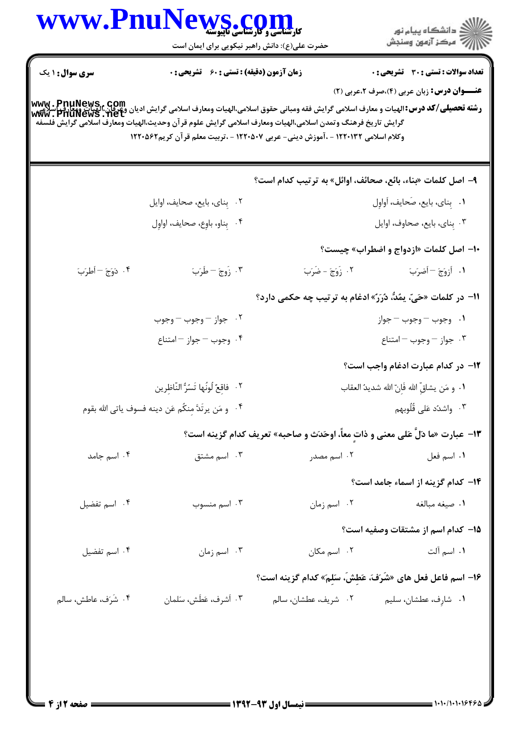**سری سوال:** ۱ یک | **زمان آزمون (دقیقه) : تستی :** ۶۰ **تشریحی :** ۰ | **تعداد سوالات : تستی :** ۳۰ **تشریحی :** ۰

**عنـــوان درس:** زبان عربی (۴)،صرف ۲،عربی (۲)

**رشته تحصیلی/کد درس:** الهیات و معارف اسلامی گرایش فقه ومبانی حقوق اسلامی،الهیات ومعارف اسلامی گرایش ادیان وعرفان،الهیات ومعارف اسلامی گرایش تاریخ فرهنگ وتمدن اسلامی،الهیات ومعارف اسلامی گرایش علوم قرآن وحدیث،الهیات ومعارف اسلامی گرایش فلسفه وکلام اسلامی ۱۲۲۰۱۳۲ - ،آموزش دینی- عربی ۱۲۲۰۵۰۷ - ،تربیت معلم قرآن کریم۱۲۲۰۵۶۲

۹- اصل کلمات «بناء، بائع، صحائف، اوائل» به ترتیب کدام است؟

۱. بِنای، بایع، صَحایف، اَواوِل

۲. بِنای، بایع، صحایف، اوایل

۳. بِنای، بایع، صحاوف، اوایل

۴. بِناو، باوِع، صحایف، اواوِل

۱۰- اصل کلمات «ازدواج و اضطراب» چیست؟

۱. أزوَجَ – اَضرَبَ

۲. زَوَجَ - ضَرَبَ

۳. زَوجَ – طَرَبَ

۴. دَوَجَ – اَطرَبَ

۱۱- در کلمات «حَیّ، یمُدُّ، دُرَرٌ» ادغام به ترتیب چه حکمی دارد؟

۱. وجوب – وجوب – جواز

۲. جواز – وجوب – وجوب

۳. جواز – وجوب – امتناع

۴. وجوب – جواز – امتناع

۱۲- در کدام عبارت ادغام واجب است؟

۱. و مَن یشاقِّ الله فَانّ الله شدیدُ العقاب

۲. فاقِعٌ لَونُها تَسُرُّ النّاظِرین

۳. واشدُد عَلی قُلُوبِهِم

۴. و مَن یرتَدَّ مِنکُم عَن دینه فسوف یاتی الله بقوم

۱۳- عبارت «ما دَلَّ عَلی معنی و ذاتٍ معاً، اوحَدَث و صاحبه» تعریف کدام گزینه است؟

۱. اسم فعل

۲. اسم مصدر

۳. اسم مشتق

۴. اسم جامد

۱۴- کدام گزینه از اسماء جامد است؟

۱. صیغه مبالغه

۲. اسم زمان

۳. اسم منسوب

۴. اسم تفضیل

۱۵- کدام اسم از مشتقات وصفیه است؟

۱. اسم آلت

۲. اسم مکان

۳. اسم زمان

۴. اسم تفضیل

۱۶- اسم فاعل فعل های «شَرَفَ، عَطِشَ، سَلِمَ» کدام گزینه است؟

۱. شارِف، عطشان، سلیم

۲. شریف، عطشان، سالم

۳. اَشرف، عَطِش، سَلمان

۴. شَرِف، عاطش، سالم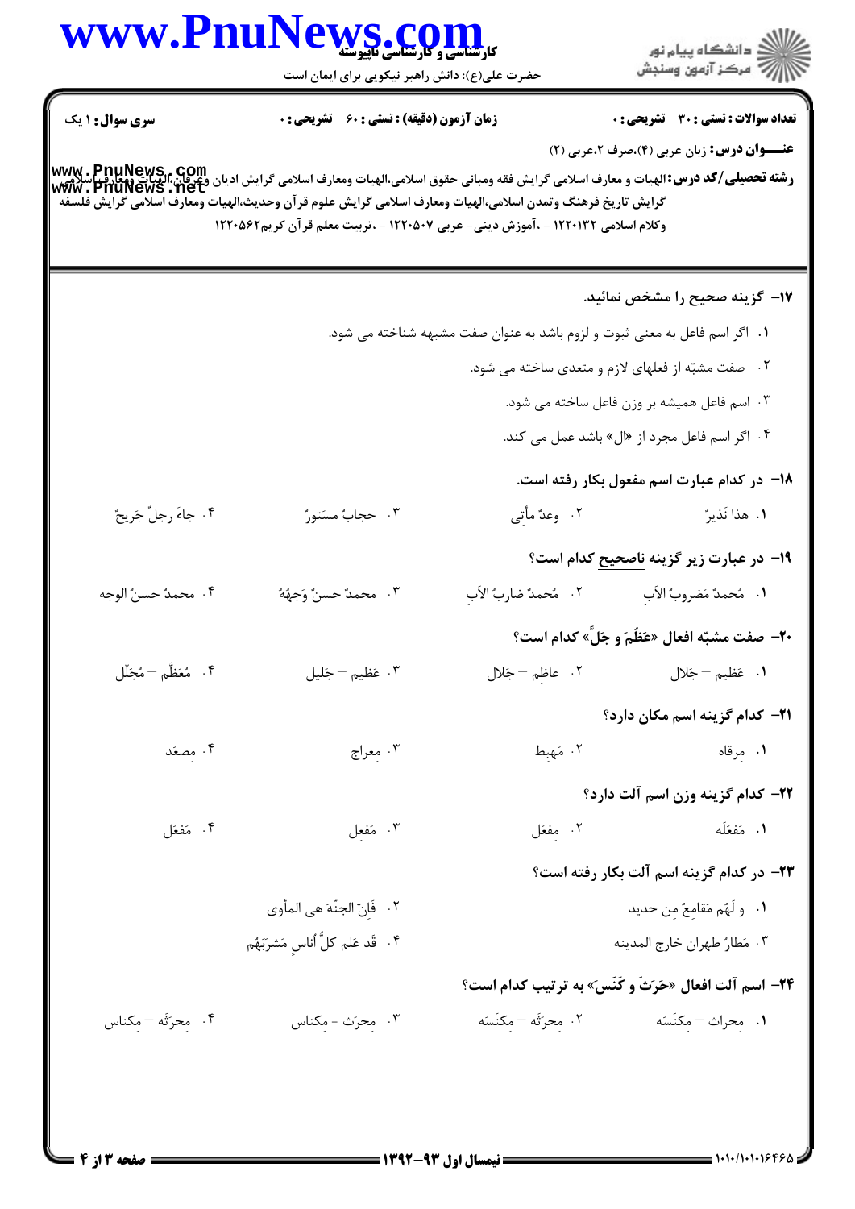**سری سوال:** ۱ یک

**زمان آزمون (دقیقه) : تستی : ۶۰ تشریحی : ۰**

**تعداد سوالات : تستی : ۳۰ تشریحی : ۰**

**عنـــوان درس:** زبان عربی (۴)،صرف ۲،عربی (۲)

**رشته تحصیلی/کد درس:** الهیات و معارف اسلامی گرایش فقه ومبانی حقوق اسلامی،الهیات ومعارف اسلامی گرایش ادیان وعرفان،الهیات ومعارف اسلامی گرایش تاریخ فرهنگ وتمدن اسلامی،الهیات ومعارف اسلامی گرایش علوم قرآن وحدیث،الهیات ومعارف اسلامی گرایش فلسفه وکلام اسلامی ۱۲۲۰۱۳۲ - ،آموزش دینی- عربی ۱۲۲۰۵۰۷ - ،تربیت معلم قرآن کریم۱۲۲۰۵۶۲

**۱۷- گزینه صحیح را مشخص نمائید.**

۱. اگر اسم فاعل به معنی ثبوت و لزوم باشد به عنوان صفت مشبهه شناخته می شود.

۲. صفت مشبّه از فعلهای لازم و متعدی ساخته می شود.

۳. اسم فاعل همیشه بر وزن فاعل ساخته می شود.

۴. اگر اسم فاعل مجرد از «ال» باشد عمل می کند.

**۱۸- در کدام عبارت اسم مفعول بکار رفته است.**

۱. هذا نَذیرٌ
۲. وعدٌ مأتی
۳. حجابٌ مستورٌ
۴. جاءَ رجلٌ جَریحٌ

**۱۹- در عبارت زیر گزینه ناصحیح کدام است؟**

۱. مُحمدٌ مَضروبُ الاَبِ
۲. مُحمدٌ ضاربُ الاَبِ
۳. محمدٌ حسنٌ وَجهُهُ
۴. محمدٌ حسنُ الوجه

**۲۰- صفت مشبّه افعال «عَظُمَ و جَلَّ» کدام است؟**

۱. عَظیم – جَلال
۲. عاظِم – جَلال
۳. عَظیم – جَلیل
۴. مُعَظَّم – مُجَلّل

**۲۱- کدام گزینه اسم مکان دارد؟**

۱. مِرقاه
۲. مَهبِط
۳. مِعراج
۴. مِصعَد

**۲۲- کدام گزینه وزن اسم آلت دارد؟**

۱. مَفعَلَه
۲. مِفعَل
۳. مَفعِل
۴. مَفعَل

**۲۳- در کدام گزینه اسم آلت بکار رفته است؟**

۱. و لَهُم مَقامِعُ مِن حدید
۲. فَانّ الجنّه هی المأوی
۳. مَطارُ طهران خارج المدینه
۴. قَد عَلم کلُّ اُناسٍ مَشرَبَهُم

**۲۴- اسم آلت افعال «حَرَثَ و کَنَسَ» به ترتیب کدام است؟**

۱. مِحراث – مِکنَسَه
۲. مِحرَثَه – مِکنَسَه
۳. مِحرَث - مِکناس
۴. مِحرَثَه – مِکناس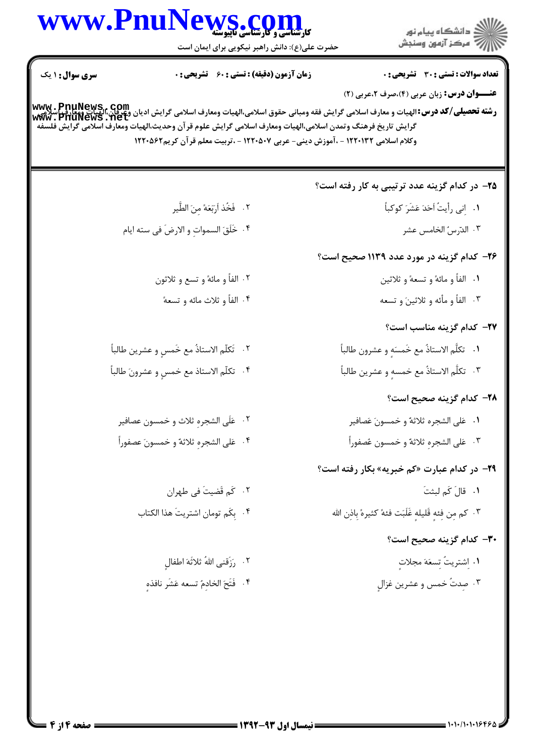**تعداد سوالات : تستی : ۳۰ تشریحی : ۰** | **زمان آزمون (دقیقه) : تستی : ۶۰ تشریحی : ۰** | **سری سوال : ۱ یک**

**عنـــوان درس:** زبان عربی (۴)،صرف ۲،عربی (۲)

**رشته تحصیلی/کد درس:** الهیات و معارف اسلامی گرایش فقه ومبانی حقوق اسلامی،الهیات ومعارف اسلامی گرایش ادیان وعرفان،الهیات ومعارف اسلامی گرایش تاریخ فرهنگ وتمدن اسلامی،الهیات ومعارف اسلامی گرایش علوم قرآن وحدیث،الهیات ومعارف اسلامی گرایش فلسفه وکلام اسلامی ۱۲۲۰۱۳۲ - ،آموزش دینی- عربی ۱۲۲۰۵۰۷ - ،تربیت معلم قرآن کریم۱۲۲۰۵۶۲

**۲۵- در کدام گزینه عدد ترتیبی به کار رفته است؟**

۱. اِنی رأیتُ اَحَدَ عَشَرَ کوکباً

۲. فَخُذ اَربَعَةً مِنَ الطَّیر

۳. الدّرسُ الخامس عشر

۴. خَلَقَ السمواتِ و الارضَ فی سته ایام

**۲۶- کدام گزینه در مورد عدد ۱۱۳۹ صحیح است؟**

۱. الفاً و مائةً و تسعةً و ثلاثین

۲. الفاً و مائةً و تسع و ثلاثون

۳. الفاً و مأته و ثلاثینَ و تسعه

۴. الفاً و ثلاث مائه و تسعةً

**۲۷- کدام گزینه مناسب است؟**

۱. تکلَّم الاستاذُ مع خَمسَهٍ و عشرون طالباً

۲. تَکلّم الاستاذُ مع خَمسٍ و عشرین طالباً

۳. تکلَّم الاستاذُ مع خمسهٍ و عشرین طالباً

۴. تکلّم الاستاذ مع خمسٍ و عشرونَ طالباً

**۲۸- کدام گزینه صحیح است؟**

۱. عَلی الشجرہِ ثلاثةٌ و خمسونَ عَصافیر

۲. عَلَی الشجره ثلاث و خمسون عصافیر

۳. عَلی الشجرہِ ثلاثةٌ و خمسون عُصفوراً

۴. عَلی الشجرہِ ثلاثةٌ و خمسونَ عصفوراً

**۲۹- در کدام عبارت «کم خبریه» بکار رفته است؟**

۱. قالَ کَم لبثتَ

۲. کَم قَضیتَ فی طهران

۳. کم مِن فِئهٍ قَلیلهٍ غَلَبَت فئهً کثیرهً بِاذنِ الله

۴. بِکَم تومان اشتریتَ هذا الکتاب

**۳۰- کدام گزینه صحیح است؟**

۱. اِشتریتُ تِسعَةَ مجلاتٍ

۲. رَزَقنی اللهُ ثلاثَةَ اطفالٍ

۳. صِدتُ خمس و عشرین غزالٍ

۴. فَتَحَ الخادمُ تسعه عَشَرَ نافذهٍ